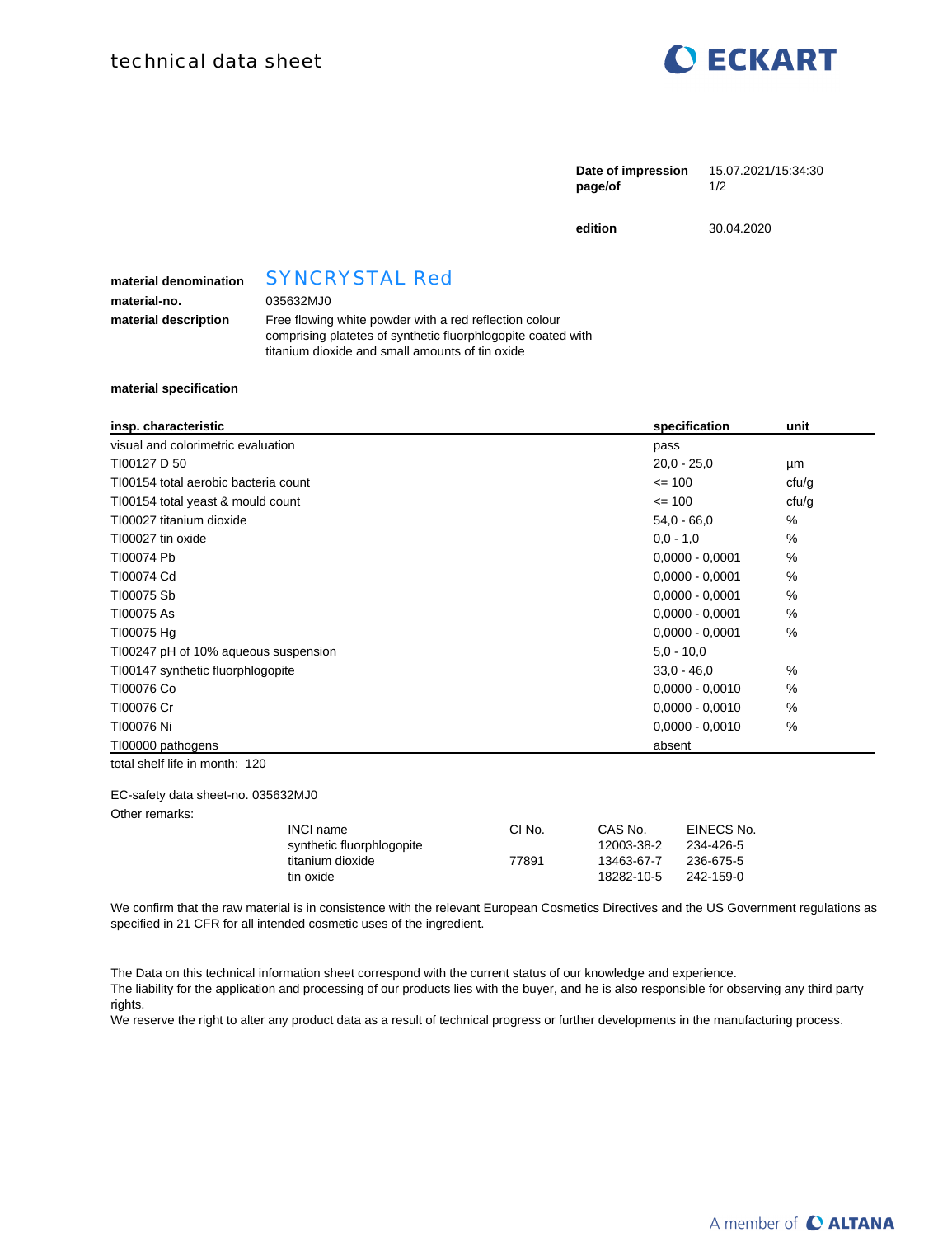technical data sheet

ECKART

| | |
|---|---|
| **Date of impression** | 15.07.2021/15:34:30 |
| **page/of** | 1/2 |
| **edition** | 30.04.2020 |

| | |
|---|---|
| **material denomination** | SYNCRYSTAL Red |
| **material-no.** | 035632MJ0 |
| **material description** | Free flowing white powder with a red reflection colour comprising platetes of synthetic fluorphlogopite coated with titanium dioxide and small amounts of tin oxide |

**material specification**

| **insp. characteristic** | **specification** | **unit** |
|---|---|---|
| visual and colorimetric evaluation | pass | |
| TI00127 D 50 | 20,0 - 25,0 | µm |
| TI00154 total aerobic bacteria count | <= 100 | cfu/g |
| TI00154 total yeast & mould count | <= 100 | cfu/g |
| TI00027 titanium dioxide | 54,0 - 66,0 | % |
| TI00027 tin oxide | 0,0 - 1,0 | % |
| TI00074 Pb | 0,0000 - 0,0001 | % |
| TI00074 Cd | 0,0000 - 0,0001 | % |
| TI00075 Sb | 0,0000 - 0,0001 | % |
| TI00075 As | 0,0000 - 0,0001 | % |
| TI00075 Hg | 0,0000 - 0,0001 | % |
| TI00247 pH of 10% aqueous suspension | 5,0 - 10,0 | |
| TI00147 synthetic fluorphlogopite | 33,0 - 46,0 | % |
| TI00076 Co | 0,0000 - 0,0010 | % |
| TI00076 Cr | 0,0000 - 0,0010 | % |
| TI00076 Ni | 0,0000 - 0,0010 | % |
| TI00000 pathogens | absent | |

total shelf life in month: 120

EC-safety data sheet-no. 035632MJ0

Other remarks:

| INCI name | CI No. | CAS No. | EINECS No. |
|---|---|---|---|
| synthetic fluorphlogopite | | 12003-38-2 | 234-426-5 |
| titanium dioxide | 77891 | 13463-67-7 | 236-675-5 |
| tin oxide | | 18282-10-5 | 242-159-0 |

We confirm that the raw material is in consistence with the relevant European Cosmetics Directives and the US Government regulations as specified in 21 CFR for all intended cosmetic uses of the ingredient.

The Data on this technical information sheet correspond with the current status of our knowledge and experience.
The liability for the application and processing of our products lies with the buyer, and he is also responsible for observing any third party rights.
We reserve the right to alter any product data as a result of technical progress or further developments in the manufacturing process.

A member of ALTANA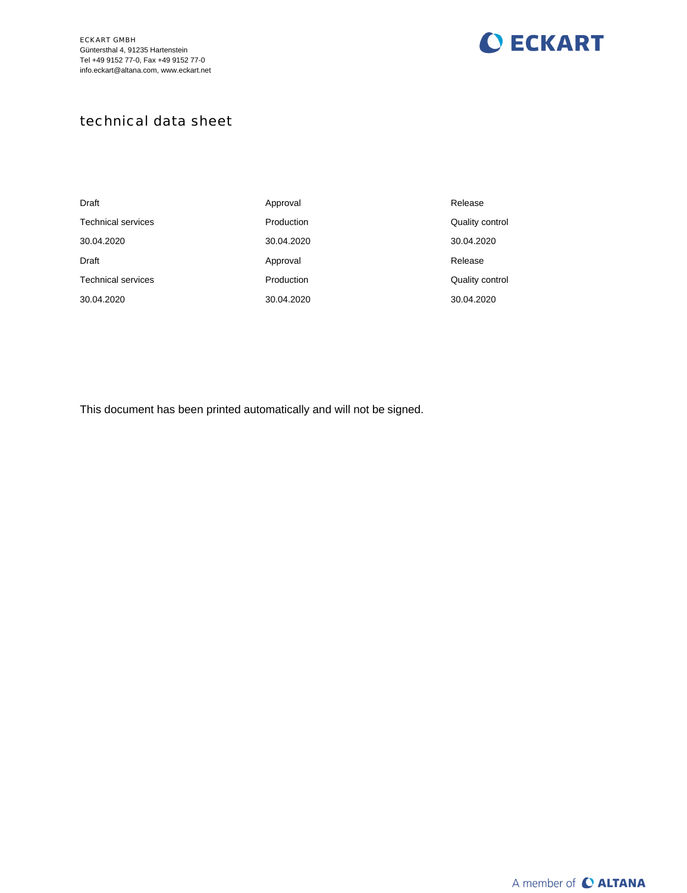ECKART GMBH
Güntersthal 4, 91235 Hartenstein
Tel +49 9152 77-0, Fax +49 9152 77-0
info.eckart@altana.com, www.eckart.net

# technical data sheet

| | | |
|---|---|---|
| Draft | Approval | Release |
| Technical services | Production | Quality control |
| 30.04.2020 | 30.04.2020 | 30.04.2020 |
| Draft | Approval | Release |
| Technical services | Production | Quality control |
| 30.04.2020 | 30.04.2020 | 30.04.2020 |

This document has been printed automatically and will not be signed.

A member of ALTANA